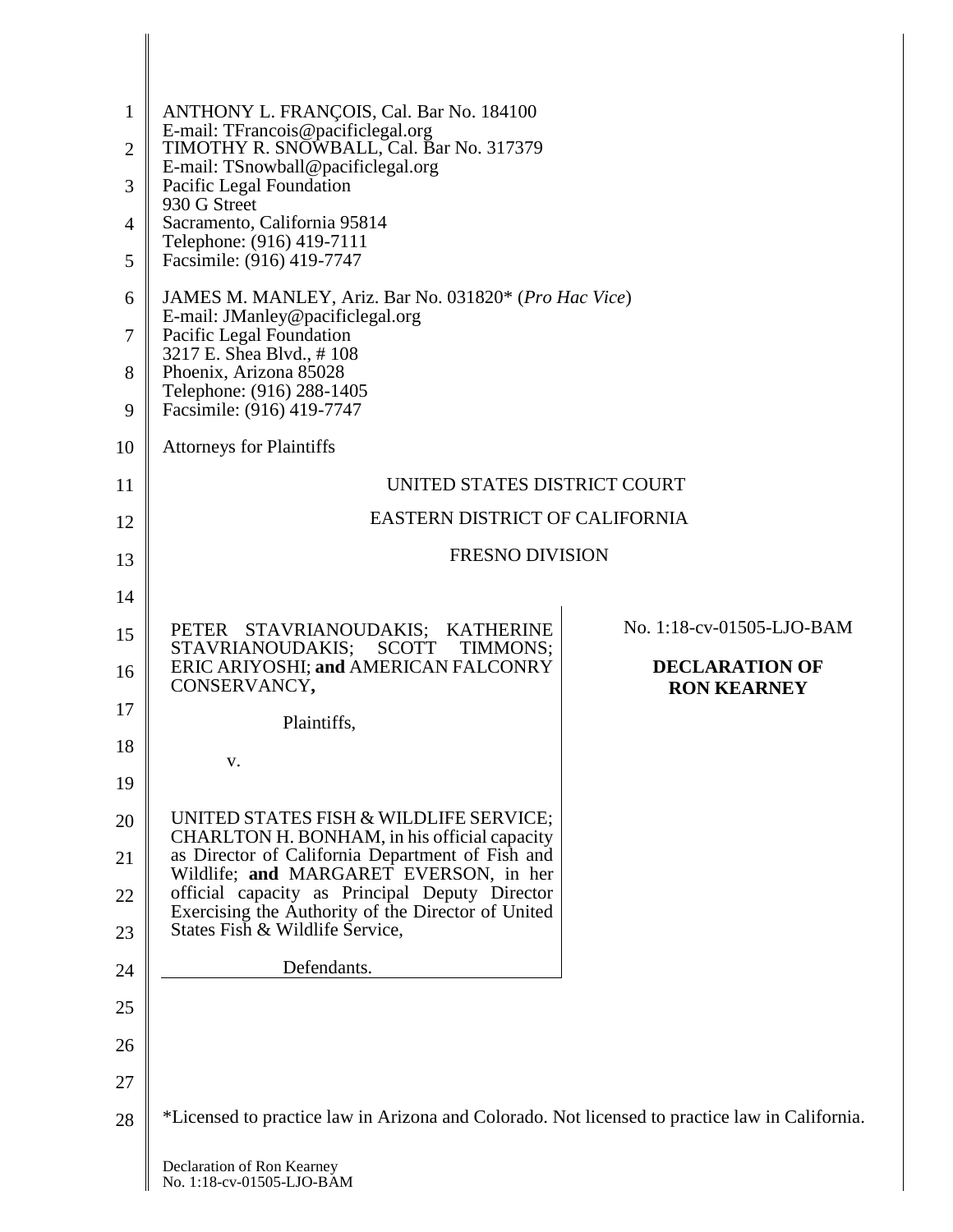ANTHONY L. FRANÇOIS, Cal. Bar No. 184100
E-mail: TFrancois@pacificlegal.org
TIMOTHY R. SNOWBALL, Cal. Bar No. 317379
E-mail: TSnowball@pacificlegal.org
Pacific Legal Foundation
930 G Street
Sacramento, California 95814
Telephone: (916) 419-7111
Facsimile: (916) 419-7747

JAMES M. MANLEY, Ariz. Bar No. 031820* (*Pro Hac Vice*)
E-mail: JManley@pacificlegal.org
Pacific Legal Foundation
3217 E. Shea Blvd., # 108
Phoenix, Arizona 85028
Telephone: (916) 288-1405
Facsimile: (916) 419-7747

Attorneys for Plaintiffs

UNITED STATES DISTRICT COURT

EASTERN DISTRICT OF CALIFORNIA

FRESNO DIVISION

PETER STAVRIANOUDAKIS; KATHERINE STAVRIANOUDAKIS; SCOTT TIMMONS; ERIC ARIYOSHI; **and** AMERICAN FALCONRY CONSERVANCY**,**

Plaintiffs,

v.

UNITED STATES FISH & WILDLIFE SERVICE; CHARLTON H. BONHAM, in his official capacity as Director of California Department of Fish and Wildlife; **and** MARGARET EVERSON, in her official capacity as Principal Deputy Director Exercising the Authority of the Director of United States Fish & Wildlife Service,

Defendants.

No. 1:18-cv-01505-LJO-BAM

**DECLARATION OF RON KEARNEY**

*Licensed to practice law in Arizona and Colorado. Not licensed to practice law in California.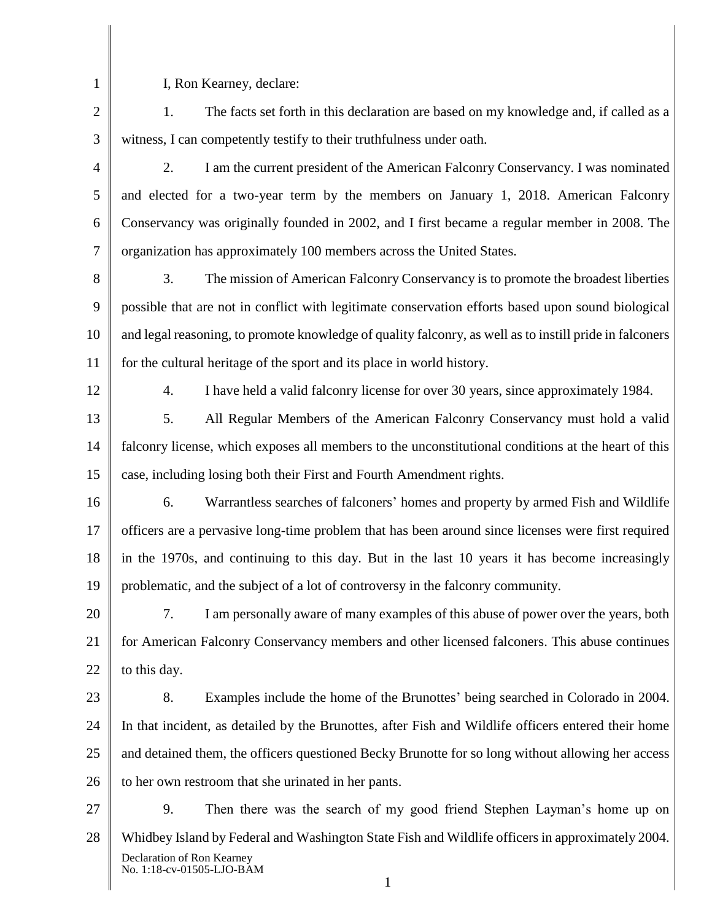I, Ron Kearney, declare:

1. The facts set forth in this declaration are based on my knowledge and, if called as a witness, I can competently testify to their truthfulness under oath.

2. I am the current president of the American Falconry Conservancy. I was nominated and elected for a two-year term by the members on January 1, 2018. American Falconry Conservancy was originally founded in 2002, and I first became a regular member in 2008. The organization has approximately 100 members across the United States.

3. The mission of American Falconry Conservancy is to promote the broadest liberties possible that are not in conflict with legitimate conservation efforts based upon sound biological and legal reasoning, to promote knowledge of quality falconry, as well as to instill pride in falconers for the cultural heritage of the sport and its place in world history.

4. I have held a valid falconry license for over 30 years, since approximately 1984.

5. All Regular Members of the American Falconry Conservancy must hold a valid falconry license, which exposes all members to the unconstitutional conditions at the heart of this case, including losing both their First and Fourth Amendment rights.

6. Warrantless searches of falconers' homes and property by armed Fish and Wildlife officers are a pervasive long-time problem that has been around since licenses were first required in the 1970s, and continuing to this day. But in the last 10 years it has become increasingly problematic, and the subject of a lot of controversy in the falconry community.

7. I am personally aware of many examples of this abuse of power over the years, both for American Falconry Conservancy members and other licensed falconers. This abuse continues to this day.

8. Examples include the home of the Brunottes' being searched in Colorado in 2004. In that incident, as detailed by the Brunottes, after Fish and Wildlife officers entered their home and detained them, the officers questioned Becky Brunotte for so long without allowing her access to her own restroom that she urinated in her pants.

9. Then there was the search of my good friend Stephen Layman's home up on Whidbey Island by Federal and Washington State Fish and Wildlife officers in approximately 2004.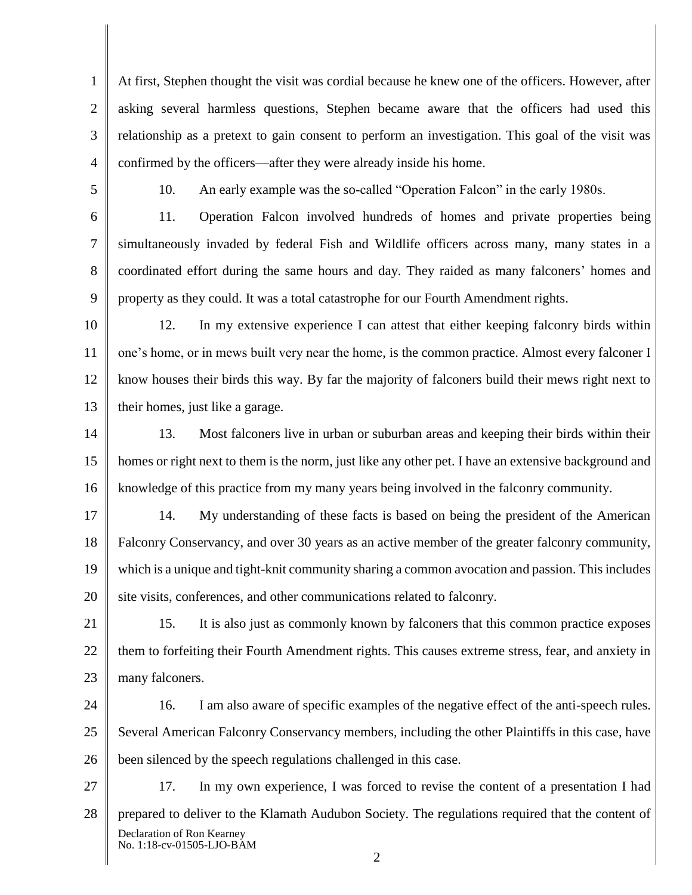At first, Stephen thought the visit was cordial because he knew one of the officers. However, after asking several harmless questions, Stephen became aware that the officers had used this relationship as a pretext to gain consent to perform an investigation. This goal of the visit was confirmed by the officers—after they were already inside his home.

10. An early example was the so-called "Operation Falcon" in the early 1980s.

11. Operation Falcon involved hundreds of homes and private properties being simultaneously invaded by federal Fish and Wildlife officers across many, many states in a coordinated effort during the same hours and day. They raided as many falconers' homes and property as they could. It was a total catastrophe for our Fourth Amendment rights.

12. In my extensive experience I can attest that either keeping falconry birds within one's home, or in mews built very near the home, is the common practice. Almost every falconer I know houses their birds this way. By far the majority of falconers build their mews right next to their homes, just like a garage.

13. Most falconers live in urban or suburban areas and keeping their birds within their homes or right next to them is the norm, just like any other pet. I have an extensive background and knowledge of this practice from my many years being involved in the falconry community.

14. My understanding of these facts is based on being the president of the American Falconry Conservancy, and over 30 years as an active member of the greater falconry community, which is a unique and tight-knit community sharing a common avocation and passion. This includes site visits, conferences, and other communications related to falconry.

15. It is also just as commonly known by falconers that this common practice exposes them to forfeiting their Fourth Amendment rights. This causes extreme stress, fear, and anxiety in many falconers.

16. I am also aware of specific examples of the negative effect of the anti-speech rules. Several American Falconry Conservancy members, including the other Plaintiffs in this case, have been silenced by the speech regulations challenged in this case.

17. In my own experience, I was forced to revise the content of a presentation I had prepared to deliver to the Klamath Audubon Society. The regulations required that the content of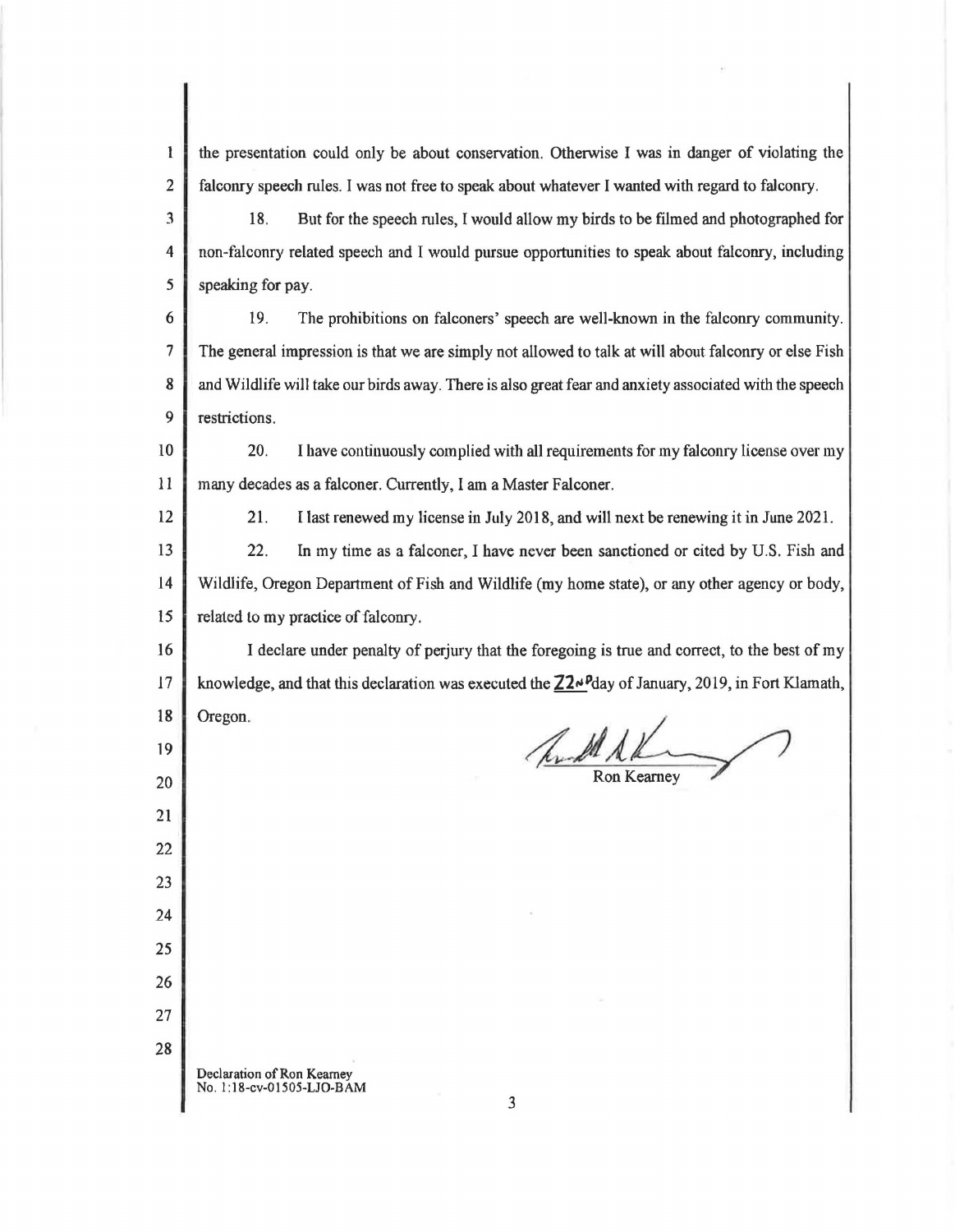the presentation could only be about conservation. Otherwise I was in danger of violating the falconry speech rules. I was not free to speak about whatever I wanted with regard to falconry.

18. But for the speech rules, I would allow my birds to be filmed and photographed for non-falconry related speech and I would pursue opportunities to speak about falconry, including speaking for pay.

19. The prohibitions on falconers' speech are well-known in the falconry community. The general impression is that we are simply not allowed to talk at will about falconry or else Fish and Wildlife will take our birds away. There is also great fear and anxiety associated with the speech restrictions.

20. I have continuously complied with all requirements for my falconry license over my many decades as a falconer. Currently, I am a Master Falconer.

21. I last renewed my license in July 2018, and will next be renewing it in June 2021.

22. In my time as a falconer, I have never been sanctioned or cited by U.S. Fish and Wildlife, Oregon Department of Fish and Wildlife (my home state), or any other agency or body, related to my practice of falconry.

I declare under penalty of perjury that the foregoing is true and correct, to the best of my knowledge, and that this declaration was executed the 22nd day of January, 2019, in Fort Klamath, Oregon.

Ron Kearney

Declaration of Ron Kearney
No. 1:18-cv-01505-LJO-BAM